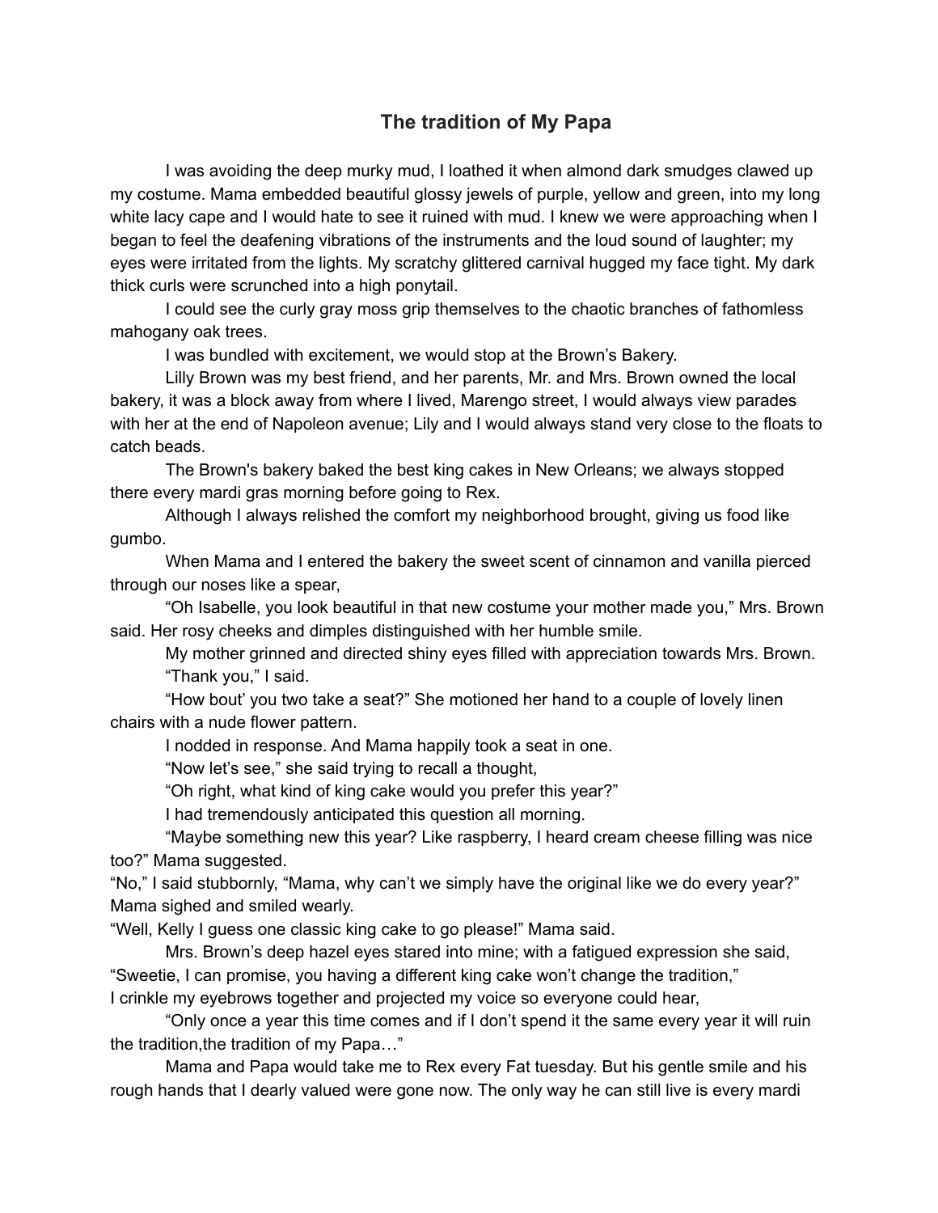# The tradition of My Papa

I was avoiding the deep murky mud, I loathed it when almond dark smudges clawed up my costume. Mama embedded beautiful glossy jewels of purple, yellow and green, into my long white lacy cape and I would hate to see it ruined with mud. I knew we were approaching when I began to feel the deafening vibrations of the instruments and the loud sound of laughter; my eyes were irritated from the lights. My scratchy glittered carnival hugged my face tight. My dark thick curls were scrunched into a high ponytail.

I could see the curly gray moss grip themselves to the chaotic branches of fathomless mahogany oak trees.

I was bundled with excitement, we would stop at the Brown's Bakery.

Lilly Brown was my best friend, and her parents, Mr. and Mrs. Brown owned the local bakery, it was a block away from where I lived, Marengo street, I would always view parades with her at the end of Napoleon avenue; Lily and I would always stand very close to the floats to catch beads.

The Brown's bakery baked the best king cakes in New Orleans; we always stopped there every mardi gras morning before going to Rex.

Although I always relished the comfort my neighborhood brought, giving us food like gumbo.

When Mama and I entered the bakery the sweet scent of cinnamon and vanilla pierced through our noses like a spear,

"Oh Isabelle, you look beautiful in that new costume your mother made you," Mrs. Brown said. Her rosy cheeks and dimples distinguished with her humble smile.

My mother grinned and directed shiny eyes filled with appreciation towards Mrs. Brown.

"Thank you," I said.

"How bout' you two take a seat?" She motioned her hand to a couple of lovely linen chairs with a nude flower pattern.

I nodded in response. And Mama happily took a seat in one.

"Now let's see," she said trying to recall a thought,

"Oh right, what kind of king cake would you prefer this year?"

I had tremendously anticipated this question all morning.

"Maybe something new this year? Like raspberry, I heard cream cheese filling was nice too?" Mama suggested.

"No," I said stubbornly, "Mama, why can't we simply have the original like we do every year?" Mama sighed and smiled wearly.

"Well, Kelly I guess one classic king cake to go please!" Mama said.

Mrs. Brown's deep hazel eyes stared into mine; with a fatigued expression she said, "Sweetie, I can promise, you having a different king cake won't change the tradition,"

I crinkle my eyebrows together and projected my voice so everyone could hear,

"Only once a year this time comes and if I don't spend it the same every year it will ruin the tradition,the tradition of my Papa…"

Mama and Papa would take me to Rex every Fat tuesday. But his gentle smile and his rough hands that I dearly valued were gone now. The only way he can still live is every mardi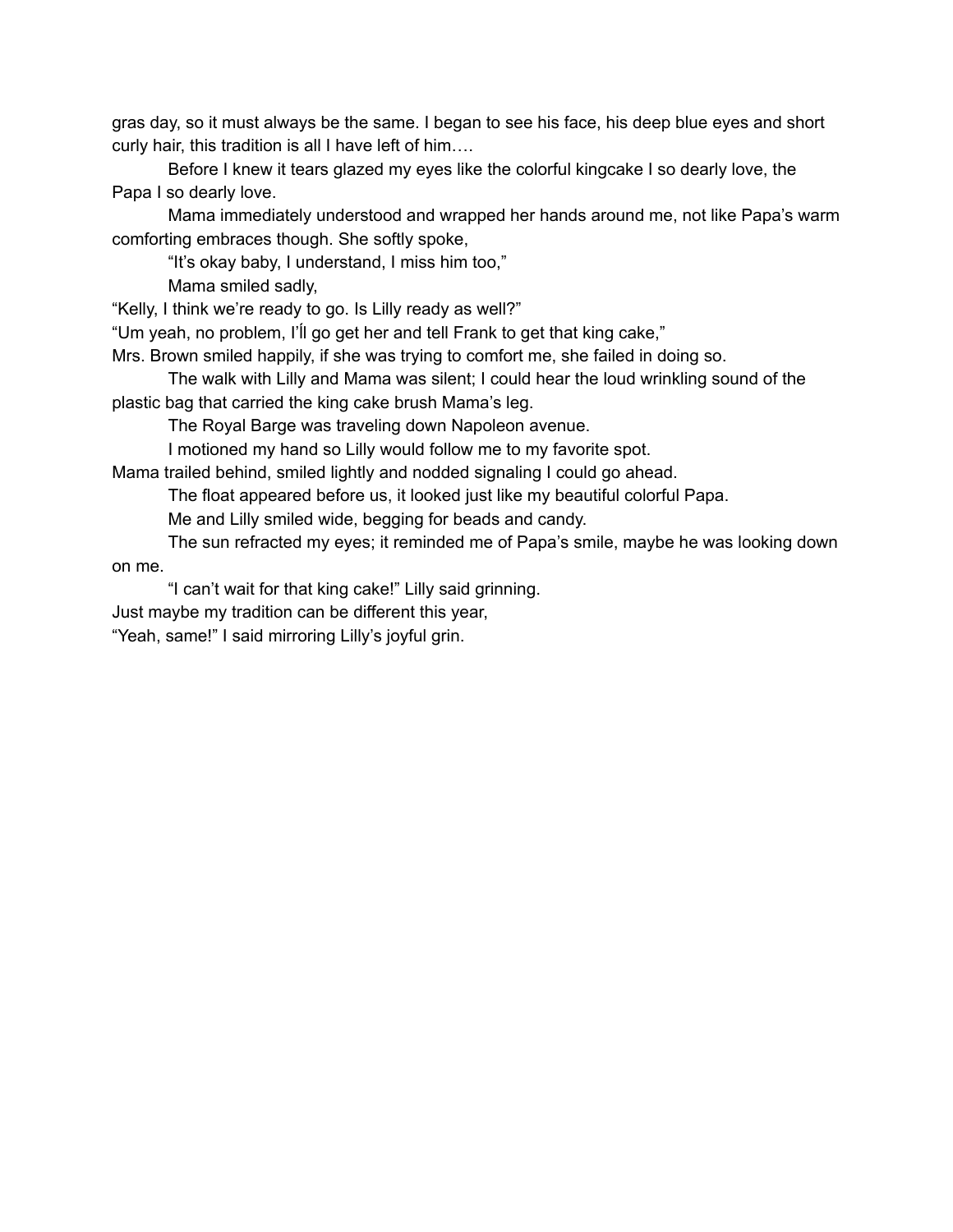gras day, so it must always be the same. I began to see his face, his deep blue eyes and short curly hair, this tradition is all I have left of him….

Before I knew it tears glazed my eyes like the colorful kingcake I so dearly love, the Papa I so dearly love.

Mama immediately understood and wrapped her hands around me, not like Papa's warm comforting embraces though. She softly spoke,

"It's okay baby, I understand, I miss him too,"

Mama smiled sadly,

"Kelly, I think we're ready to go. Is Lilly ready as well?"

"Um yeah, no problem, I'll go get her and tell Frank to get that king cake,"

Mrs. Brown smiled happily, if she was trying to comfort me, she failed in doing so.

The walk with Lilly and Mama was silent; I could hear the loud wrinkling sound of the plastic bag that carried the king cake brush Mama's leg.

The Royal Barge was traveling down Napoleon avenue.

I motioned my hand so Lilly would follow me to my favorite spot.

Mama trailed behind, smiled lightly and nodded signaling I could go ahead.

The float appeared before us, it looked just like my beautiful colorful Papa.

Me and Lilly smiled wide, begging for beads and candy.

The sun refracted my eyes; it reminded me of Papa's smile, maybe he was looking down on me.

"I can't wait for that king cake!" Lilly said grinning.

Just maybe my tradition can be different this year,

"Yeah, same!" I said mirroring Lilly's joyful grin.